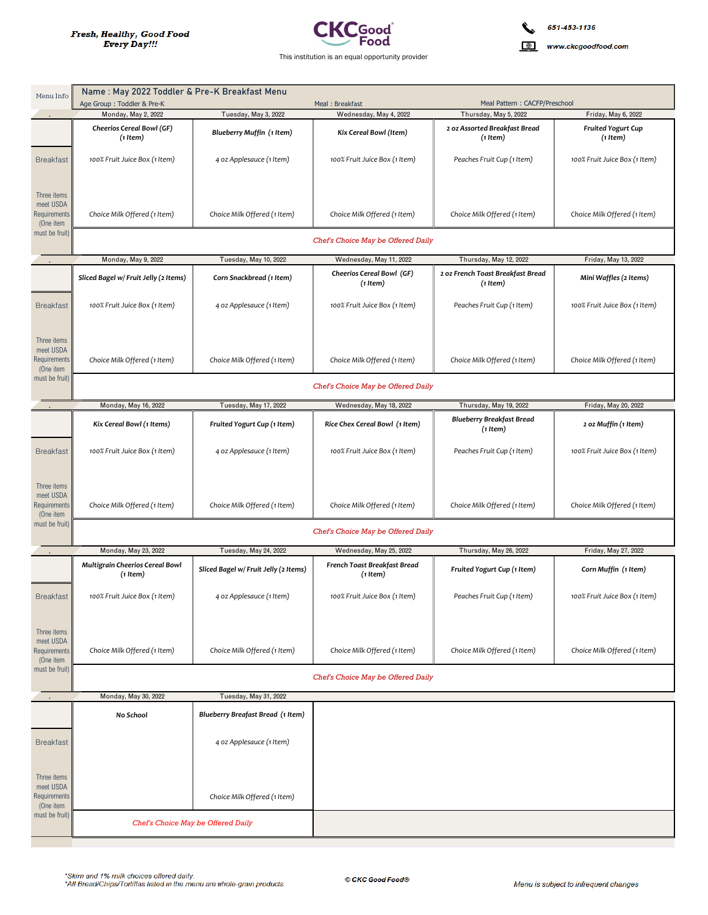*Fresh, Healthy, Good Food Every Day!!!*

**CKC Good Food**

This institution is an equal opportunity provider

651-453-1136

www.ckcgoodfood.com

| Menu Info | Name : May 2022 Toddler & Pre-K Breakfast Menu | | | | |
|---|---|---|---|---|---|
| | Age Group : Toddler & Pre-K | | Meal : Breakfast | Meal Pattern : CACFP/Preschool | |
| . | Monday, May 2, 2022 | Tuesday, May 3, 2022 | Wednesday, May 4, 2022 | Thursday, May 5, 2022 | Friday, May 6, 2022 |
| Breakfast<br>Three items meet USDA Requirements (One item must be fruit) | **Cheerios Cereal Bowl (GF) (1 Item)**<br>100% Fruit Juice Box (1 Item)<br>Choice Milk Offered (1 Item) | **Blueberry Muffin (1 Item)**<br>4 oz Applesauce (1 Item)<br>Choice Milk Offered (1 Item) | **Kix Cereal Bowl (Item)**<br>100% Fruit Juice Box (1 Item)<br>Choice Milk Offered (1 Item) | **2 oz Assorted Breakfast Bread (1 Item)**<br>Peaches Fruit Cup (1 Item)<br>Choice Milk Offered (1 Item) | **Fruited Yogurt Cup (1 Item)**<br>100% Fruit Juice Box (1 Item)<br>Choice Milk Offered (1 Item) |
| | *Chef's Choice May be Offered Daily* | | | | |
| . | Monday, May 9, 2022 | Tuesday, May 10, 2022 | Wednesday, May 11, 2022 | Thursday, May 12, 2022 | Friday, May 13, 2022 |
| Breakfast<br>Three items meet USDA Requirements (One item must be fruit) | **Sliced Bagel w/ Fruit Jelly (2 Items)**<br>100% Fruit Juice Box (1 Item)<br>Choice Milk Offered (1 Item) | **Corn Snackbread (1 Item)**<br>4 oz Applesauce (1 Item)<br>Choice Milk Offered (1 Item) | **Cheerios Cereal Bowl (GF) (1 Item)**<br>100% Fruit Juice Box (1 Item)<br>Choice Milk Offered (1 Item) | **2 oz French Toast Breakfast Bread (1 Item)**<br>Peaches Fruit Cup (1 Item)<br>Choice Milk Offered (1 Item) | **Mini Waffles (2 Items)**<br>100% Fruit Juice Box (1 Item)<br>Choice Milk Offered (1 Item) |
| | *Chef's Choice May be Offered Daily* | | | | |
| . | Monday, May 16, 2022 | Tuesday, May 17, 2022 | Wednesday, May 18, 2022 | Thursday, May 19, 2022 | Friday, May 20, 2022 |
| Breakfast<br>Three items meet USDA Requirements (One item must be fruit) | **Kix Cereal Bowl (1 Items)**<br>100% Fruit Juice Box (1 Item)<br>Choice Milk Offered (1 Item) | **Fruited Yogurt Cup (1 Item)**<br>4 oz Applesauce (1 Item)<br>Choice Milk Offered (1 Item) | **Rice Chex Cereal Bowl (1 Item)**<br>100% Fruit Juice Box (1 Item)<br>Choice Milk Offered (1 Item) | **Blueberry Breakfast Bread (1 Item)**<br>Peaches Fruit Cup (1 Item)<br>Choice Milk Offered (1 Item) | **2 oz Muffin (1 Item)**<br>100% Fruit Juice Box (1 Item)<br>Choice Milk Offered (1 Item) |
| | *Chef's Choice May be Offered Daily* | | | | |
| . | Monday, May 23, 2022 | Tuesday, May 24, 2022 | Wednesday, May 25, 2022 | Thursday, May 26, 2022 | Friday, May 27, 2022 |
| Breakfast<br>Three items meet USDA Requirements (One item must be fruit) | **Multigrain Cheerios Cereal Bowl (1 Item)**<br>100% Fruit Juice Box (1 Item)<br>Choice Milk Offered (1 Item) | **Sliced Bagel w/ Fruit Jelly (2 Items)**<br>4 oz Applesauce (1 Item)<br>Choice Milk Offered (1 Item) | **French Toast Breakfast Bread (1 Item)**<br>100% Fruit Juice Box (1 Item)<br>Choice Milk Offered (1 Item) | **Fruited Yogurt Cup (1 Item)**<br>Peaches Fruit Cup (1 Item)<br>Choice Milk Offered (1 Item) | **Corn Muffin (1 Item)**<br>100% Fruit Juice Box (1 Item)<br>Choice Milk Offered (1 Item) |
| | *Chef's Choice May be Offered Daily* | | | | |
| . | Monday, May 30, 2022 | Tuesday, May 31, 2022 | | | |
| Breakfast<br>Three items meet USDA Requirements (One item must be fruit) | **No School** | **Blueberry Breafast Bread (1 Item)**<br>4 oz Applesauce (1 Item)<br>Choice Milk Offered (1 Item) | | | |
| | *Chef's Choice May be Offered Daily* | | | | |

*Skim and 1% milk choices offered daily.
*All Bread/Chips/Tortillas listed in the menu are whole-grain products.

© CKC Good Food®

Menu is subject to infrequent changes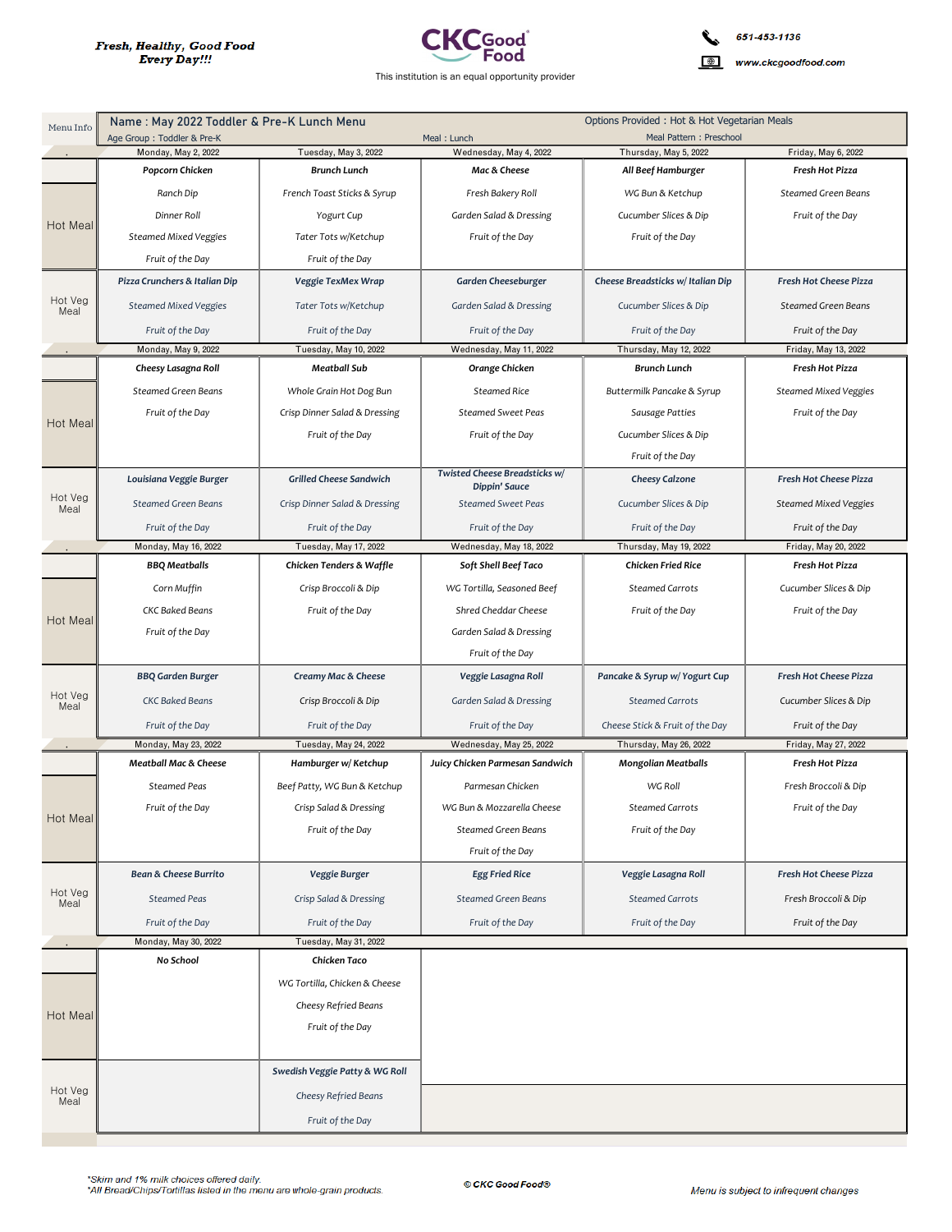Fresh, Healthy, Good Food Every Day!!!

CKC Good Food

This institution is an equal opportunity provider

651-453-1136

www.ckcgoodfood.com

| Menu Info | Name : May 2022 Toddler & Pre-K Lunch Menu | | | Options Provided : Hot & Hot Vegetarian Meals | |
|---|---|---|---|---|---|
| | Age Group : Toddler & Pre-K | | Meal : Lunch | Meal Pattern : Preschool | |
| . | Monday, May 2, 2022 | Tuesday, May 3, 2022 | Wednesday, May 4, 2022 | Thursday, May 5, 2022 | Friday, May 6, 2022 |
| Hot Meal | **Popcorn Chicken**<br>Ranch Dip<br>Dinner Roll<br>Steamed Mixed Veggies<br>Fruit of the Day | **Brunch Lunch**<br>French Toast Sticks & Syrup<br>Yogurt Cup<br>Tater Tots w/Ketchup<br>Fruit of the Day | **Mac & Cheese**<br>Fresh Bakery Roll<br>Garden Salad & Dressing<br>Fruit of the Day | **All Beef Hamburger**<br>WG Bun & Ketchup<br>Cucumber Slices & Dip<br>Fruit of the Day | **Fresh Hot Pizza**<br>Steamed Green Beans<br>Fruit of the Day |
| Hot Veg Meal | **Pizza Crunchers & Italian Dip**<br>Steamed Mixed Veggies<br>Fruit of the Day | **Veggie TexMex Wrap**<br>Tater Tots w/Ketchup<br>Fruit of the Day | **Garden Cheeseburger**<br>Garden Salad & Dressing<br>Fruit of the Day | **Cheese Breadsticks w/ Italian Dip**<br>Cucumber Slices & Dip<br>Fruit of the Day | **Fresh Hot Cheese Pizza**<br>Steamed Green Beans<br>Fruit of the Day |
| . | Monday, May 9, 2022 | Tuesday, May 10, 2022 | Wednesday, May 11, 2022 | Thursday, May 12, 2022 | Friday, May 13, 2022 |
| Hot Meal | **Cheesy Lasagna Roll**<br>Steamed Green Beans<br>Fruit of the Day | **Meatball Sub**<br>Whole Grain Hot Dog Bun<br>Crisp Dinner Salad & Dressing<br>Fruit of the Day | **Orange Chicken**<br>Steamed Rice<br>Steamed Sweet Peas<br>Fruit of the Day | **Brunch Lunch**<br>Buttermilk Pancake & Syrup<br>Sausage Patties<br>Cucumber Slices & Dip<br>Fruit of the Day | **Fresh Hot Pizza**<br>Steamed Mixed Veggies<br>Fruit of the Day |
| Hot Veg Meal | **Louisiana Veggie Burger**<br>Steamed Green Beans<br>Fruit of the Day | **Grilled Cheese Sandwich**<br>Crisp Dinner Salad & Dressing<br>Fruit of the Day | **Twisted Cheese Breadsticks w/ Dippin' Sauce**<br>Steamed Sweet Peas<br>Fruit of the Day | **Cheesy Calzone**<br>Cucumber Slices & Dip<br>Fruit of the Day | **Fresh Hot Cheese Pizza**<br>Steamed Mixed Veggies<br>Fruit of the Day |
| . | Monday, May 16, 2022 | Tuesday, May 17, 2022 | Wednesday, May 18, 2022 | Thursday, May 19, 2022 | Friday, May 20, 2022 |
| Hot Meal | **BBQ Meatballs**<br>Corn Muffin<br>CKC Baked Beans<br>Fruit of the Day | **Chicken Tenders & Waffle**<br>Crisp Broccoli & Dip<br>Fruit of the Day | **Soft Shell Beef Taco**<br>WG Tortilla, Seasoned Beef<br>Shred Cheddar Cheese<br>Garden Salad & Dressing<br>Fruit of the Day | **Chicken Fried Rice**<br>Steamed Carrots<br>Fruit of the Day | **Fresh Hot Pizza**<br>Cucumber Slices & Dip<br>Fruit of the Day |
| Hot Veg Meal | **BBQ Garden Burger**<br>CKC Baked Beans<br>Fruit of the Day | **Creamy Mac & Cheese**<br>Crisp Broccoli & Dip<br>Fruit of the Day | **Veggie Lasagna Roll**<br>Garden Salad & Dressing<br>Fruit of the Day | **Pancake & Syrup w/ Yogurt Cup**<br>Steamed Carrots<br>Cheese Stick & Fruit of the Day | **Fresh Hot Cheese Pizza**<br>Cucumber Slices & Dip<br>Fruit of the Day |
| . | Monday, May 23, 2022 | Tuesday, May 24, 2022 | Wednesday, May 25, 2022 | Thursday, May 26, 2022 | Friday, May 27, 2022 |
| Hot Meal | **Meatball Mac & Cheese**<br>Steamed Peas<br>Fruit of the Day | **Hamburger w/ Ketchup**<br>Beef Patty, WG Bun & Ketchup<br>Crisp Salad & Dressing<br>Fruit of the Day | **Juicy Chicken Parmesan Sandwich**<br>Parmesan Chicken<br>WG Bun & Mozzarella Cheese<br>Steamed Green Beans<br>Fruit of the Day | **Mongolian Meatballs**<br>WG Roll<br>Steamed Carrots<br>Fruit of the Day | **Fresh Hot Pizza**<br>Fresh Broccoli & Dip<br>Fruit of the Day |
| Hot Veg Meal | **Bean & Cheese Burrito**<br>Steamed Peas<br>Fruit of the Day | **Veggie Burger**<br>Crisp Salad & Dressing<br>Fruit of the Day | **Egg Fried Rice**<br>Steamed Green Beans<br>Fruit of the Day | **Veggie Lasagna Roll**<br>Steamed Carrots<br>Fruit of the Day | **Fresh Hot Cheese Pizza**<br>Fresh Broccoli & Dip<br>Fruit of the Day |
| . | Monday, May 30, 2022 | Tuesday, May 31, 2022 | | | |
| Hot Meal | **No School** | **Chicken Taco**<br>WG Tortilla, Chicken & Cheese<br>Cheesy Refried Beans<br>Fruit of the Day | | | |
| Hot Veg Meal | | **Swedish Veggie Patty & WG Roll**<br>Cheesy Refried Beans<br>Fruit of the Day | | | |

*Skim and 1% milk choices offered daily.
*All Bread/Chips/Tortillas listed in the menu are whole-grain products.

© CKC Good Food®

Menu is subject to infrequent changes